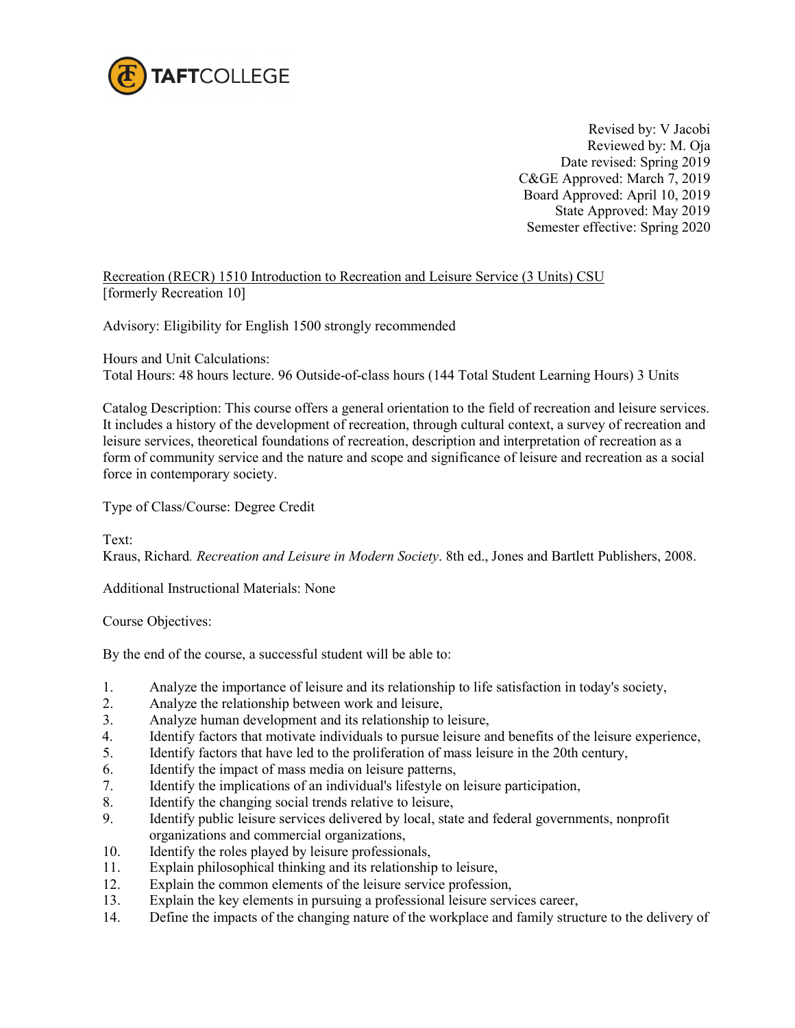TAFTCOLLEGE

Revised by: V Jacobi
Reviewed by: M. Oja
Date revised: Spring 2019
C&GE Approved: March 7, 2019
Board Approved: April 10, 2019
State Approved: May 2019
Semester effective: Spring 2020

Recreation (RECR) 1510 Introduction to Recreation and Leisure Service (3 Units) CSU
[formerly Recreation 10]

Advisory: Eligibility for English 1500 strongly recommended

Hours and Unit Calculations:
Total Hours: 48 hours lecture. 96 Outside-of-class hours (144 Total Student Learning Hours) 3 Units

Catalog Description: This course offers a general orientation to the field of recreation and leisure services. It includes a history of the development of recreation, through cultural context, a survey of recreation and leisure services, theoretical foundations of recreation, description and interpretation of recreation as a form of community service and the nature and scope and significance of leisure and recreation as a social force in contemporary society.

Type of Class/Course: Degree Credit

Text:
Kraus, Richard. *Recreation and Leisure in Modern Society*. 8th ed., Jones and Bartlett Publishers, 2008.

Additional Instructional Materials: None

Course Objectives:

By the end of the course, a successful student will be able to:

1. Analyze the importance of leisure and its relationship to life satisfaction in today's society,
2. Analyze the relationship between work and leisure,
3. Analyze human development and its relationship to leisure,
4. Identify factors that motivate individuals to pursue leisure and benefits of the leisure experience,
5. Identify factors that have led to the proliferation of mass leisure in the 20th century,
6. Identify the impact of mass media on leisure patterns,
7. Identify the implications of an individual's lifestyle on leisure participation,
8. Identify the changing social trends relative to leisure,
9. Identify public leisure services delivered by local, state and federal governments, nonprofit organizations and commercial organizations,
10. Identify the roles played by leisure professionals,
11. Explain philosophical thinking and its relationship to leisure,
12. Explain the common elements of the leisure service profession,
13. Explain the key elements in pursuing a professional leisure services career,
14. Define the impacts of the changing nature of the workplace and family structure to the delivery of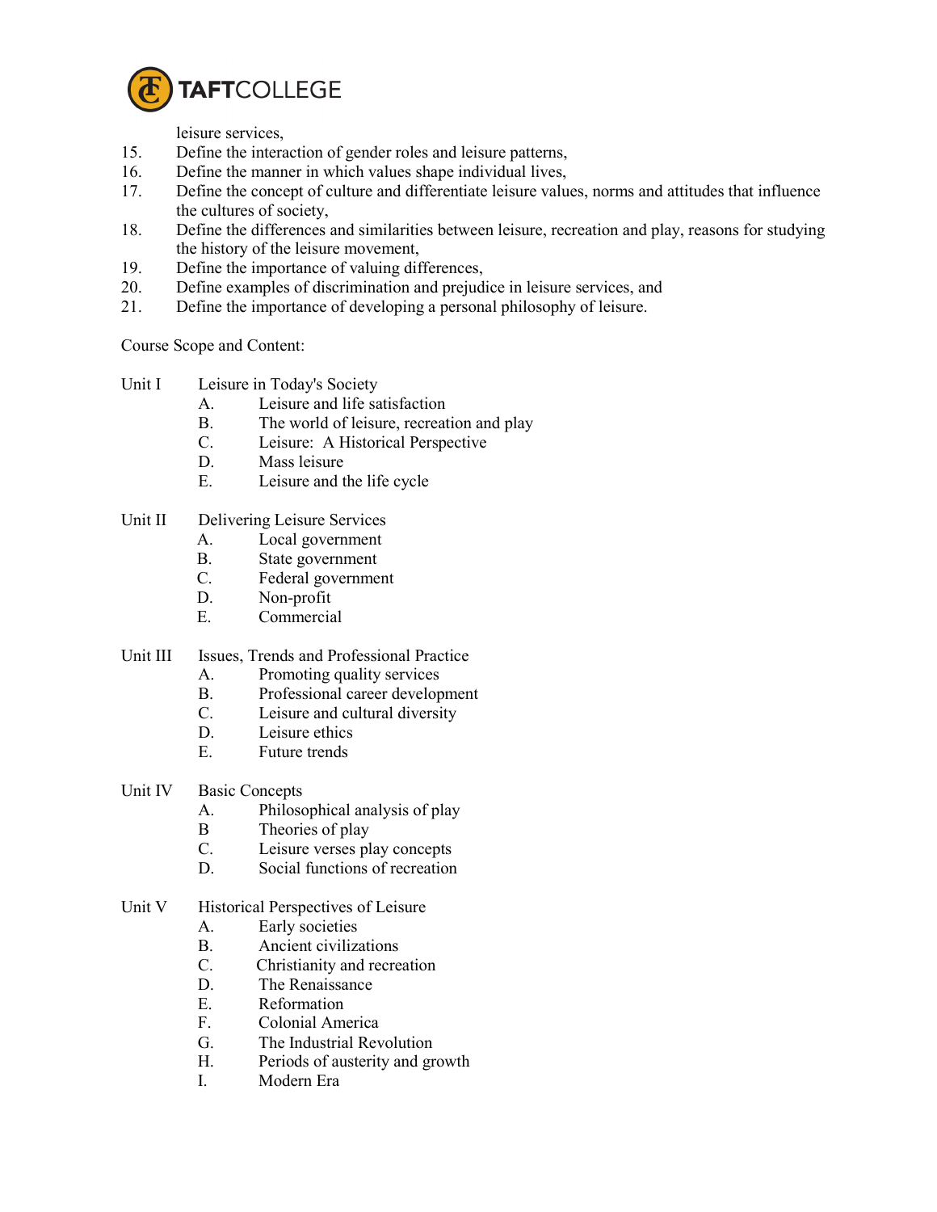leisure services,

15. Define the interaction of gender roles and leisure patterns,
16. Define the manner in which values shape individual lives,
17. Define the concept of culture and differentiate leisure values, norms and attitudes that influence the cultures of society,
18. Define the differences and similarities between leisure, recreation and play, reasons for studying the history of the leisure movement,
19. Define the importance of valuing differences,
20. Define examples of discrimination and prejudice in leisure services, and
21. Define the importance of developing a personal philosophy of leisure.

Course Scope and Content:

Unit I Leisure in Today's Society

- A. Leisure and life satisfaction
- B. The world of leisure, recreation and play
- C. Leisure: A Historical Perspective
- D. Mass leisure
- E. Leisure and the life cycle

Unit II Delivering Leisure Services

- A. Local government
- B. State government
- C. Federal government
- D. Non-profit
- E. Commercial

Unit III Issues, Trends and Professional Practice

- A. Promoting quality services
- B. Professional career development
- C. Leisure and cultural diversity
- D. Leisure ethics
- E. Future trends

Unit IV Basic Concepts

- A. Philosophical analysis of play
- B Theories of play
- C. Leisure verses play concepts
- D. Social functions of recreation

Unit V Historical Perspectives of Leisure

- A. Early societies
- B. Ancient civilizations
- C. Christianity and recreation
- D. The Renaissance
- E. Reformation
- F. Colonial America
- G. The Industrial Revolution
- H. Periods of austerity and growth
- I. Modern Era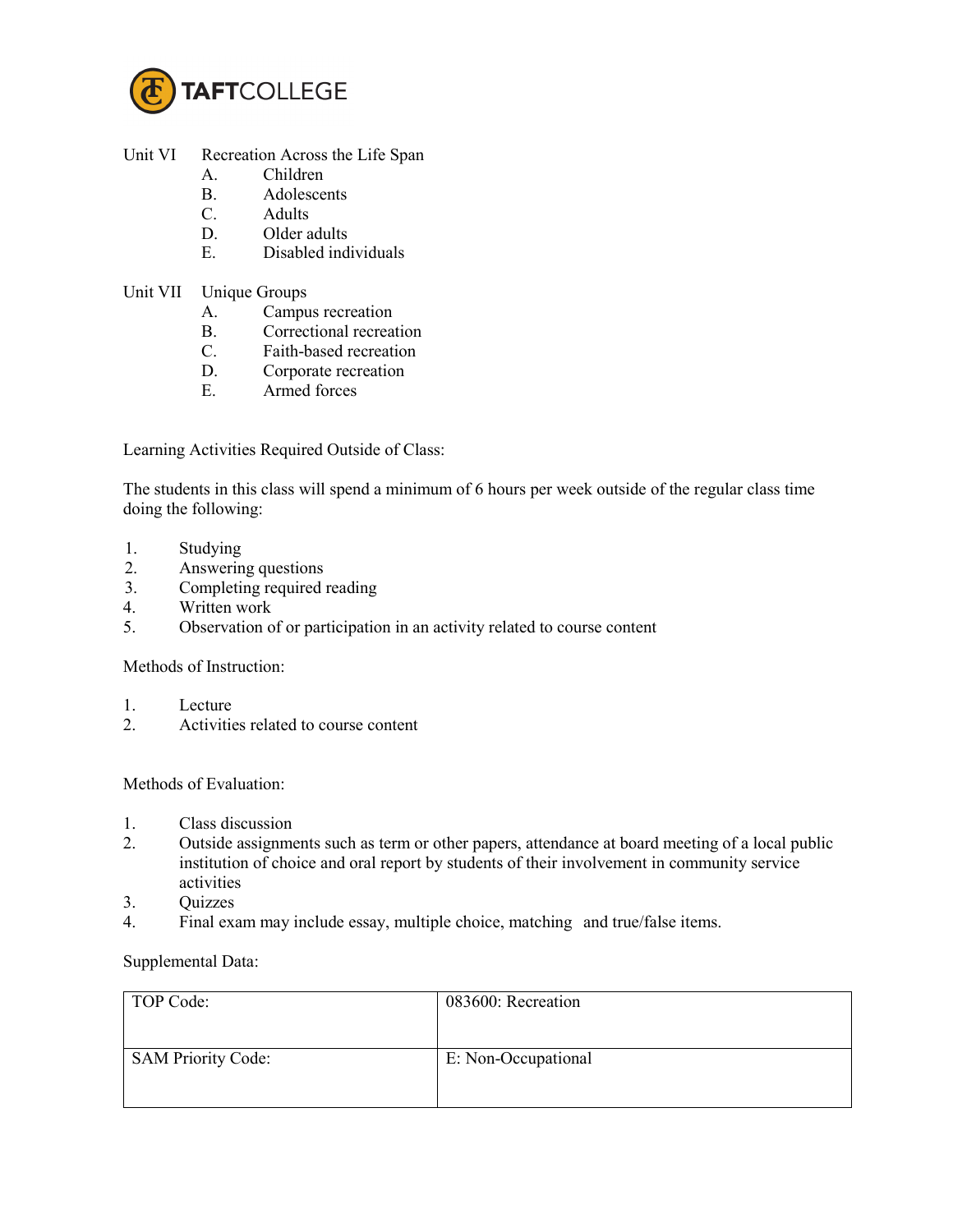Unit VI Recreation Across the Life Span

A. Children
B. Adolescents
C. Adults
D. Older adults
E. Disabled individuals

Unit VII Unique Groups

A. Campus recreation
B. Correctional recreation
C. Faith-based recreation
D. Corporate recreation
E. Armed forces

Learning Activities Required Outside of Class:

The students in this class will spend a minimum of 6 hours per week outside of the regular class time doing the following:

1. Studying
2. Answering questions
3. Completing required reading
4. Written work
5. Observation of or participation in an activity related to course content

Methods of Instruction:

1. Lecture
2. Activities related to course content

Methods of Evaluation:

1. Class discussion
2. Outside assignments such as term or other papers, attendance at board meeting of a local public institution of choice and oral report by students of their involvement in community service activities
3. Quizzes
4. Final exam may include essay, multiple choice, matching and true/false items.

Supplemental Data:

| TOP Code: | 083600: Recreation |
|---|---|
| SAM Priority Code: | E: Non-Occupational |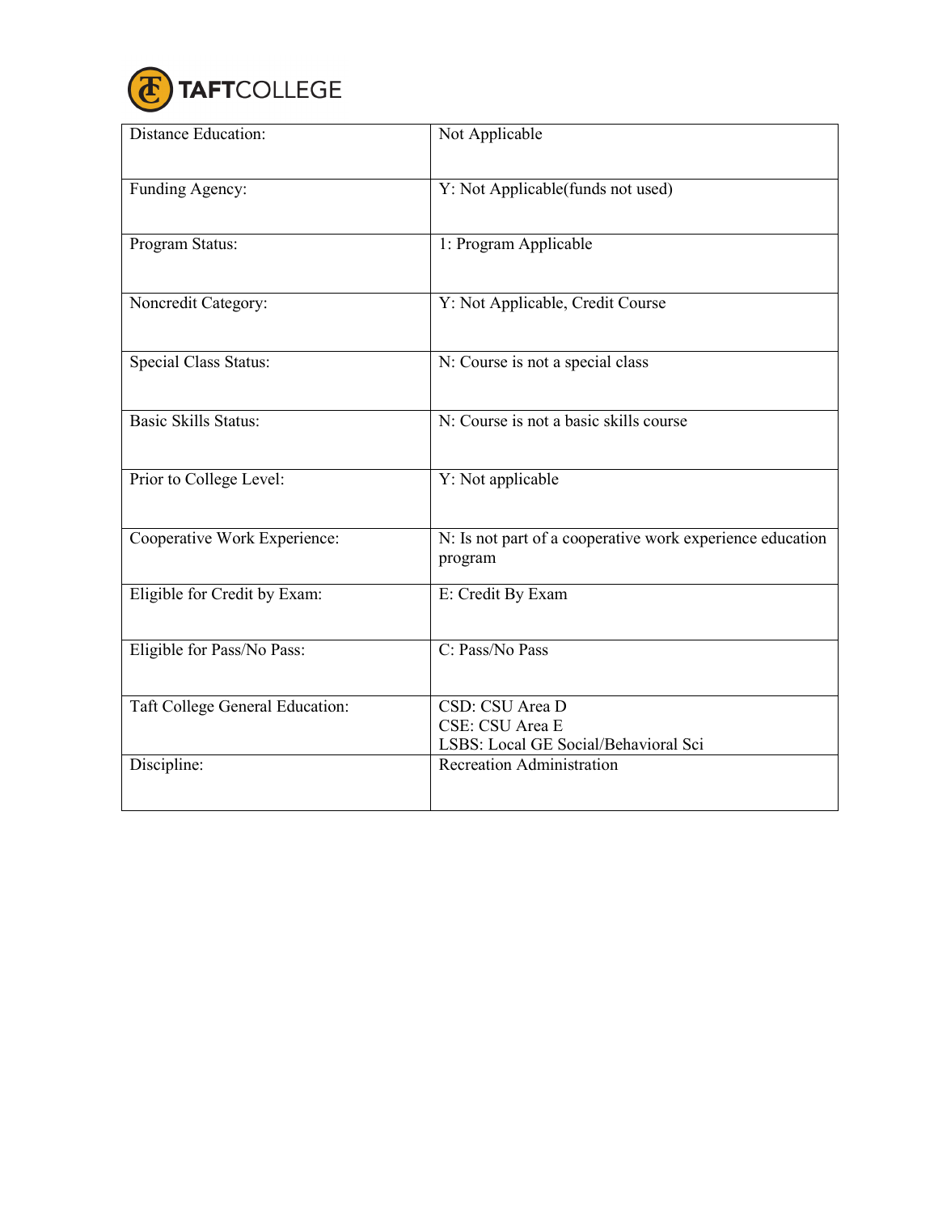| | |
|---|---|
| Distance Education: | Not Applicable |
| Funding Agency: | Y: Not Applicable(funds not used) |
| Program Status: | 1: Program Applicable |
| Noncredit Category: | Y: Not Applicable, Credit Course |
| Special Class Status: | N: Course is not a special class |
| Basic Skills Status: | N: Course is not a basic skills course |
| Prior to College Level: | Y: Not applicable |
| Cooperative Work Experience: | N: Is not part of a cooperative work experience education program |
| Eligible for Credit by Exam: | E: Credit By Exam |
| Eligible for Pass/No Pass: | C: Pass/No Pass |
| Taft College General Education: | CSD: CSU Area D<br>CSE: CSU Area E<br>LSBS: Local GE Social/Behavioral Sci |
| Discipline: | Recreation Administration |